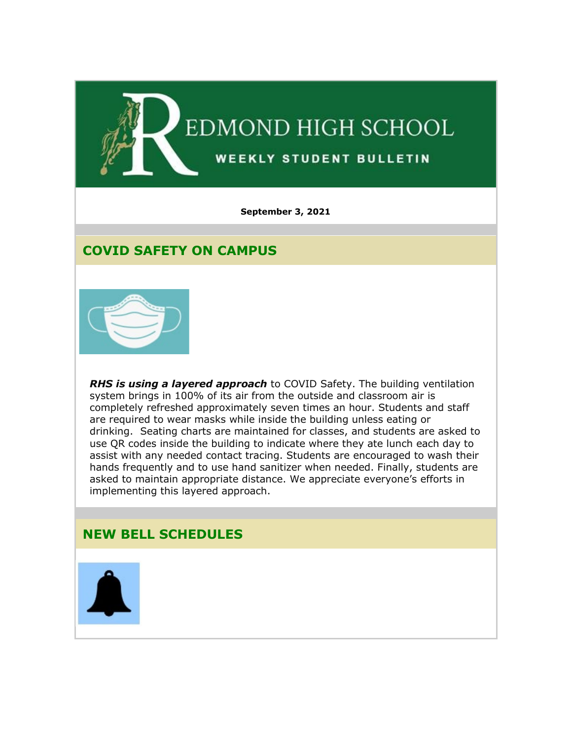# REDMOND HIGH SCHOOL

## WEEKLY STUDENT BULLETIN

**September 3, 2021**

## COVID SAFETY ON CAMPUS

***RHS is using a layered approach*** to COVID Safety. The building ventilation system brings in 100% of its air from the outside and classroom air is completely refreshed approximately seven times an hour. Students and staff are required to wear masks while inside the building unless eating or drinking. Seating charts are maintained for classes, and students are asked to use QR codes inside the building to indicate where they ate lunch each day to assist with any needed contact tracing. Students are encouraged to wash their hands frequently and to use hand sanitizer when needed. Finally, students are asked to maintain appropriate distance. We appreciate everyone's efforts in implementing this layered approach.

## NEW BELL SCHEDULES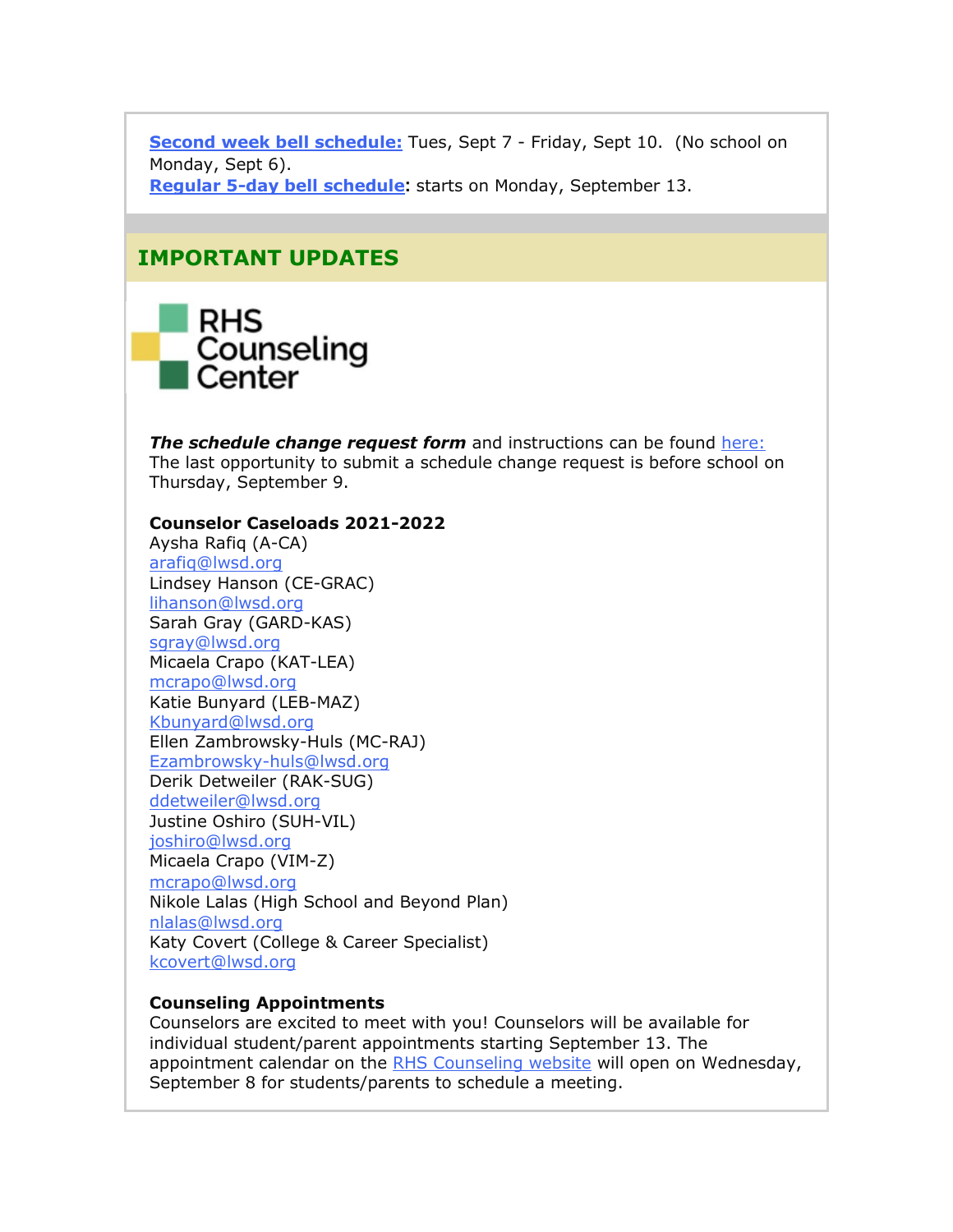**Second week bell schedule:** Tues, Sept 7 - Friday, Sept 10. (No school on Monday, Sept 6).
**Regular 5-day bell schedule**: starts on Monday, September 13.

## IMPORTANT UPDATES

RHS Counseling Center

***The schedule change request form*** and instructions can be found here:
The last opportunity to submit a schedule change request is before school on Thursday, September 9.

**Counselor Caseloads 2021-2022**
Aysha Rafiq (A-CA)
arafiq@lwsd.org
Lindsey Hanson (CE-GRAC)
lihanson@lwsd.org
Sarah Gray (GARD-KAS)
sgray@lwsd.org
Micaela Crapo (KAT-LEA)
mcrapo@lwsd.org
Katie Bunyard (LEB-MAZ)
Kbunyard@lwsd.org
Ellen Zambrowsky-Huls (MC-RAJ)
Ezambrowsky-huls@lwsd.org
Derik Detweiler (RAK-SUG)
ddetweiler@lwsd.org
Justine Oshiro (SUH-VIL)
joshiro@lwsd.org
Micaela Crapo (VIM-Z)
mcrapo@lwsd.org
Nikole Lalas (High School and Beyond Plan)
nlalas@lwsd.org
Katy Covert (College & Career Specialist)
kcovert@lwsd.org

**Counseling Appointments**
Counselors are excited to meet with you! Counselors will be available for individual student/parent appointments starting September 13. The appointment calendar on the RHS Counseling website will open on Wednesday, September 8 for students/parents to schedule a meeting.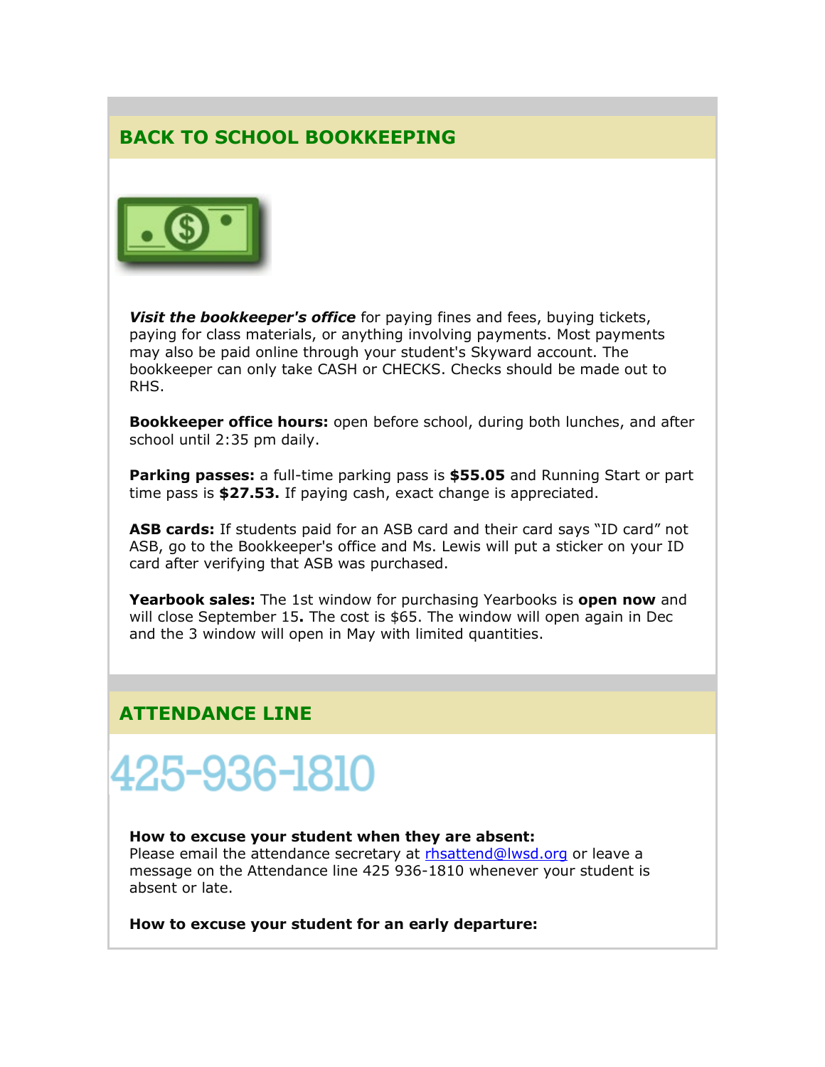## BACK TO SCHOOL BOOKKEEPING

***Visit the bookkeeper's office*** for paying fines and fees, buying tickets, paying for class materials, or anything involving payments. Most payments may also be paid online through your student's Skyward account. The bookkeeper can only take CASH or CHECKS. Checks should be made out to RHS.

**Bookkeeper office hours:** open before school, during both lunches, and after school until 2:35 pm daily.

**Parking passes:** a full-time parking pass is **$55.05** and Running Start or part time pass is **$27.53.** If paying cash, exact change is appreciated.

**ASB cards:** If students paid for an ASB card and their card says "ID card" not ASB, go to the Bookkeeper's office and Ms. Lewis will put a sticker on your ID card after verifying that ASB was purchased.

**Yearbook sales:** The 1st window for purchasing Yearbooks is **open now** and will close September 15**.** The cost is $65. The window will open again in Dec and the 3 window will open in May with limited quantities.

## ATTENDANCE LINE

425-936-1810

**How to excuse your student when they are absent:**
Please email the attendance secretary at rhsattend@lwsd.org or leave a message on the Attendance line 425 936-1810 whenever your student is absent or late.

**How to excuse your student for an early departure:**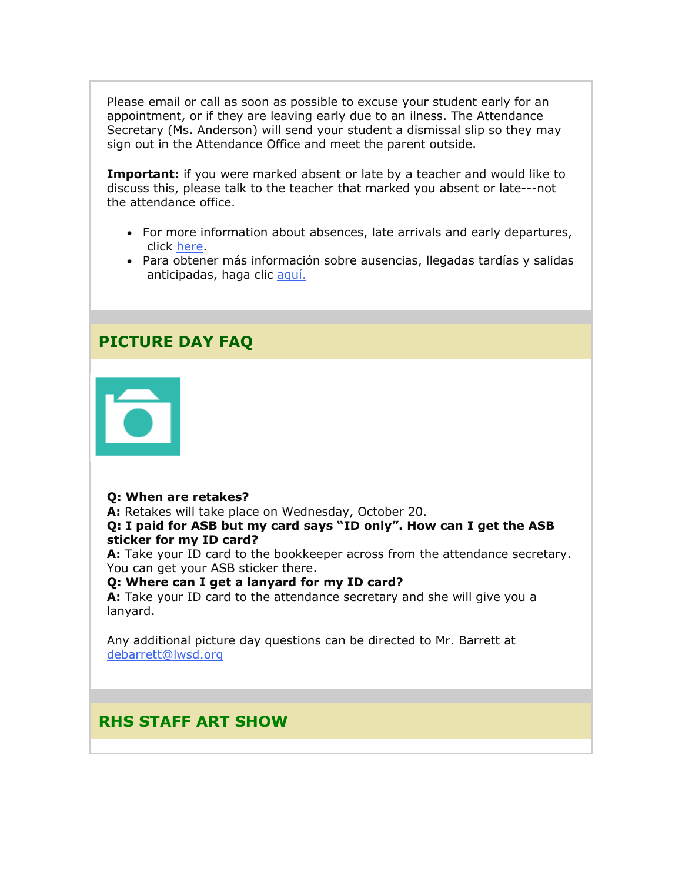Please email or call as soon as possible to excuse your student early for an appointment, or if they are leaving early due to an ilness. The Attendance Secretary (Ms. Anderson) will send your student a dismissal slip so they may sign out in the Attendance Office and meet the parent outside.

**Important:** if you were marked absent or late by a teacher and would like to discuss this, please talk to the teacher that marked you absent or late---not the attendance office.

- For more information about absences, late arrivals and early departures, click here.
- Para obtener más información sobre ausencias, llegadas tardías y salidas anticipadas, haga clic aquí.

## PICTURE DAY FAQ

**Q: When are retakes?**
**A:** Retakes will take place on Wednesday, October 20.
**Q: I paid for ASB but my card says "ID only". How can I get the ASB sticker for my ID card?**
**A:** Take your ID card to the bookkeeper across from the attendance secretary. You can get your ASB sticker there.
**Q: Where can I get a lanyard for my ID card?**
**A:** Take your ID card to the attendance secretary and she will give you a lanyard.

Any additional picture day questions can be directed to Mr. Barrett at debarrett@lwsd.org

## RHS STAFF ART SHOW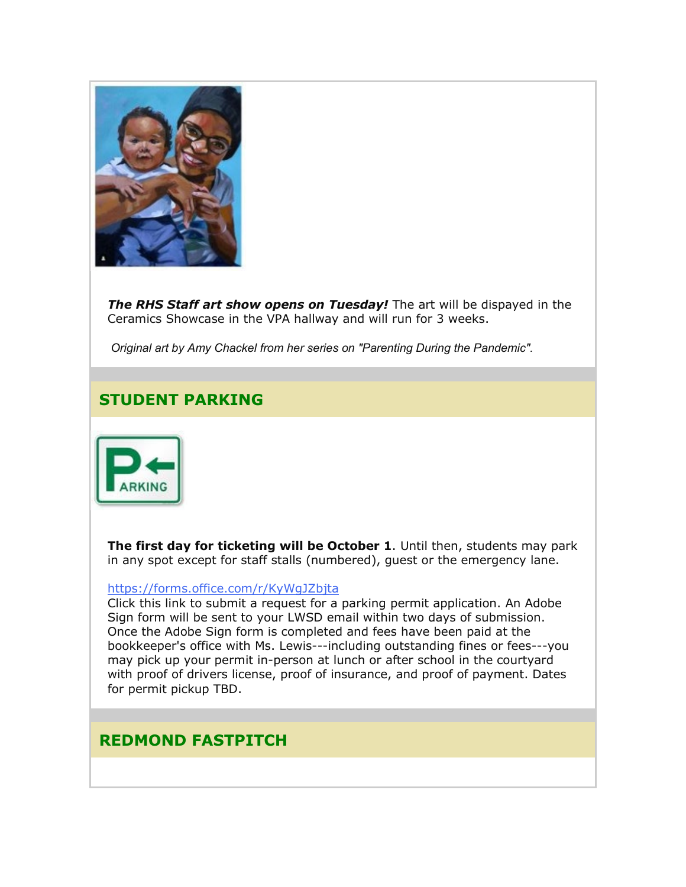***The RHS Staff art show opens on Tuesday!*** The art will be dispayed in the Ceramics Showcase in the VPA hallway and will run for 3 weeks.

*Original art by Amy Chackel from her series on "Parenting During the Pandemic".*

## STUDENT PARKING

**The first day for ticketing will be October 1**. Until then, students may park in any spot except for staff stalls (numbered), guest or the emergency lane.

https://forms.office.com/r/KyWgJZbjta
Click this link to submit a request for a parking permit application. An Adobe Sign form will be sent to your LWSD email within two days of submission. Once the Adobe Sign form is completed and fees have been paid at the bookkeeper's office with Ms. Lewis---including outstanding fines or fees---you may pick up your permit in-person at lunch or after school in the courtyard with proof of drivers license, proof of insurance, and proof of payment. Dates for permit pickup TBD.

## REDMOND FASTPITCH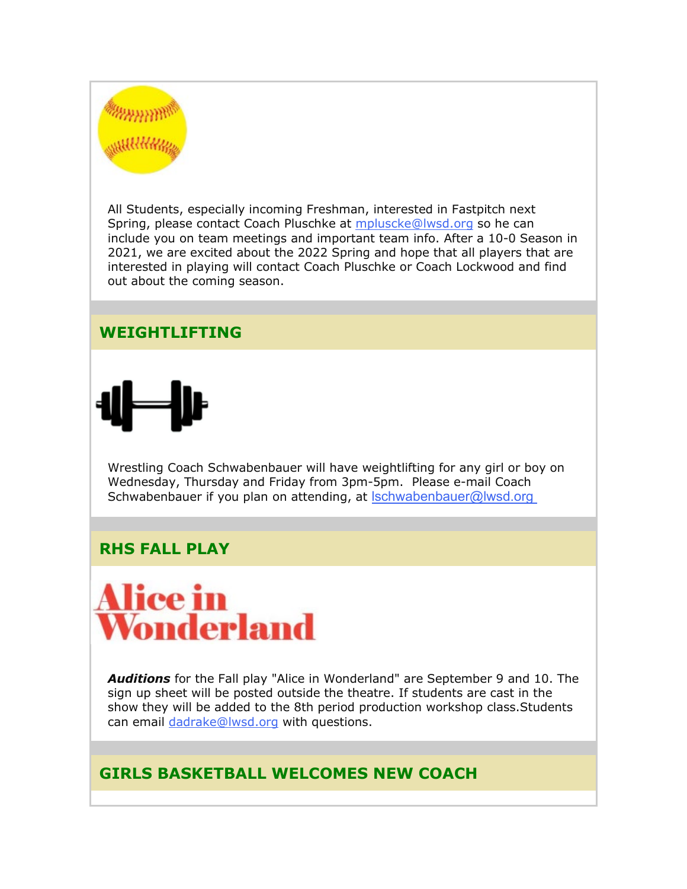All Students, especially incoming Freshman, interested in Fastpitch next Spring, please contact Coach Pluschke at mpluscke@lwsd.org so he can include you on team meetings and important team info. After a 10-0 Season in 2021, we are excited about the 2022 Spring and hope that all players that are interested in playing will contact Coach Pluschke or Coach Lockwood and find out about the coming season.

## WEIGHTLIFTING

Wrestling Coach Schwabenbauer will have weightlifting for any girl or boy on Wednesday, Thursday and Friday from 3pm-5pm.  Please e-mail Coach Schwabenbauer if you plan on attending, at lschwabenbauer@lwsd.org

## RHS FALL PLAY

Alice in Wonderland

***Auditions*** for the Fall play "Alice in Wonderland" are September 9 and 10. The sign up sheet will be posted outside the theatre. If students are cast in the show they will be added to the 8th period production workshop class.Students can email dadrake@lwsd.org with questions.

## GIRLS BASKETBALL WELCOMES NEW COACH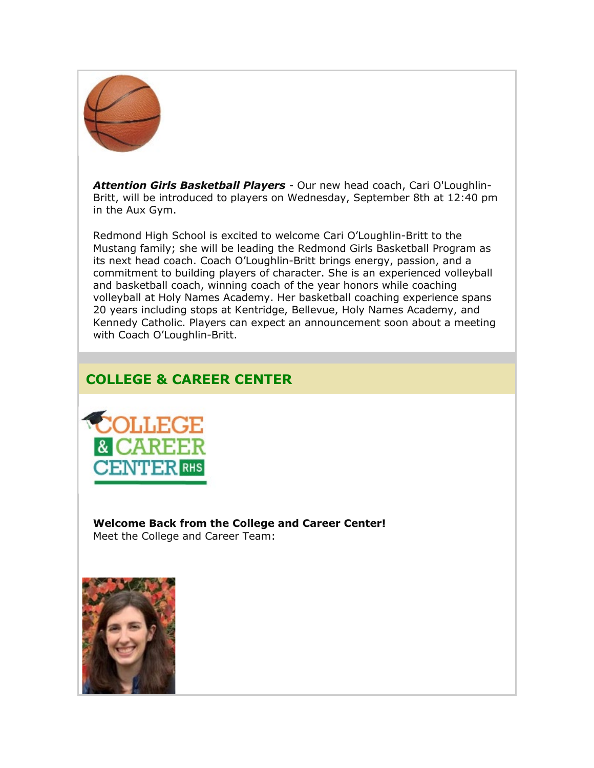***Attention Girls Basketball Players*** - Our new head coach, Cari O'Loughlin-Britt, will be introduced to players on Wednesday, September 8th at 12:40 pm in the Aux Gym.

Redmond High School is excited to welcome Cari O'Loughlin-Britt to the Mustang family; she will be leading the Redmond Girls Basketball Program as its next head coach. Coach O'Loughlin-Britt brings energy, passion, and a commitment to building players of character. She is an experienced volleyball and basketball coach, winning coach of the year honors while coaching volleyball at Holy Names Academy. Her basketball coaching experience spans 20 years including stops at Kentridge, Bellevue, Holy Names Academy, and Kennedy Catholic. Players can expect an announcement soon about a meeting with Coach O'Loughlin-Britt.

## COLLEGE & CAREER CENTER

**Welcome Back from the College and Career Center!**
Meet the College and Career Team: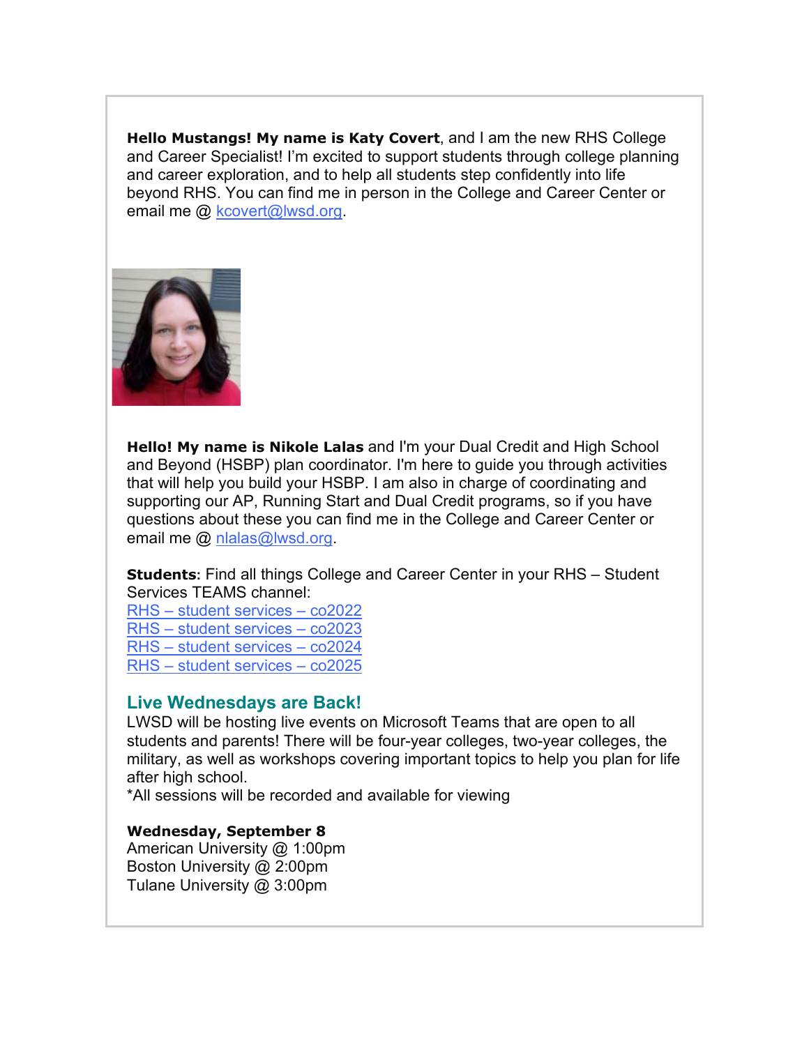**Hello Mustangs! My name is Katy Covert**, and I am the new RHS College and Career Specialist! I'm excited to support students through college planning and career exploration, and to help all students step confidently into life beyond RHS. You can find me in person in the College and Career Center or email me @ kcovert@lwsd.org.

**Hello! My name is Nikole Lalas** and I'm your Dual Credit and High School and Beyond (HSBP) plan coordinator. I'm here to guide you through activities that will help you build your HSBP. I am also in charge of coordinating and supporting our AP, Running Start and Dual Credit programs, so if you have questions about these you can find me in the College and Career Center or email me @ nlalas@lwsd.org.

**Students:** Find all things College and Career Center in your RHS – Student Services TEAMS channel:
RHS – student services – co2022
RHS – student services – co2023
RHS – student services – co2024
RHS – student services – co2025

## Live Wednesdays are Back!

LWSD will be hosting live events on Microsoft Teams that are open to all students and parents! There will be four-year colleges, two-year colleges, the military, as well as workshops covering important topics to help you plan for life after high school.
*All sessions will be recorded and available for viewing

**Wednesday, September 8**
American University @ 1:00pm
Boston University @ 2:00pm
Tulane University @ 3:00pm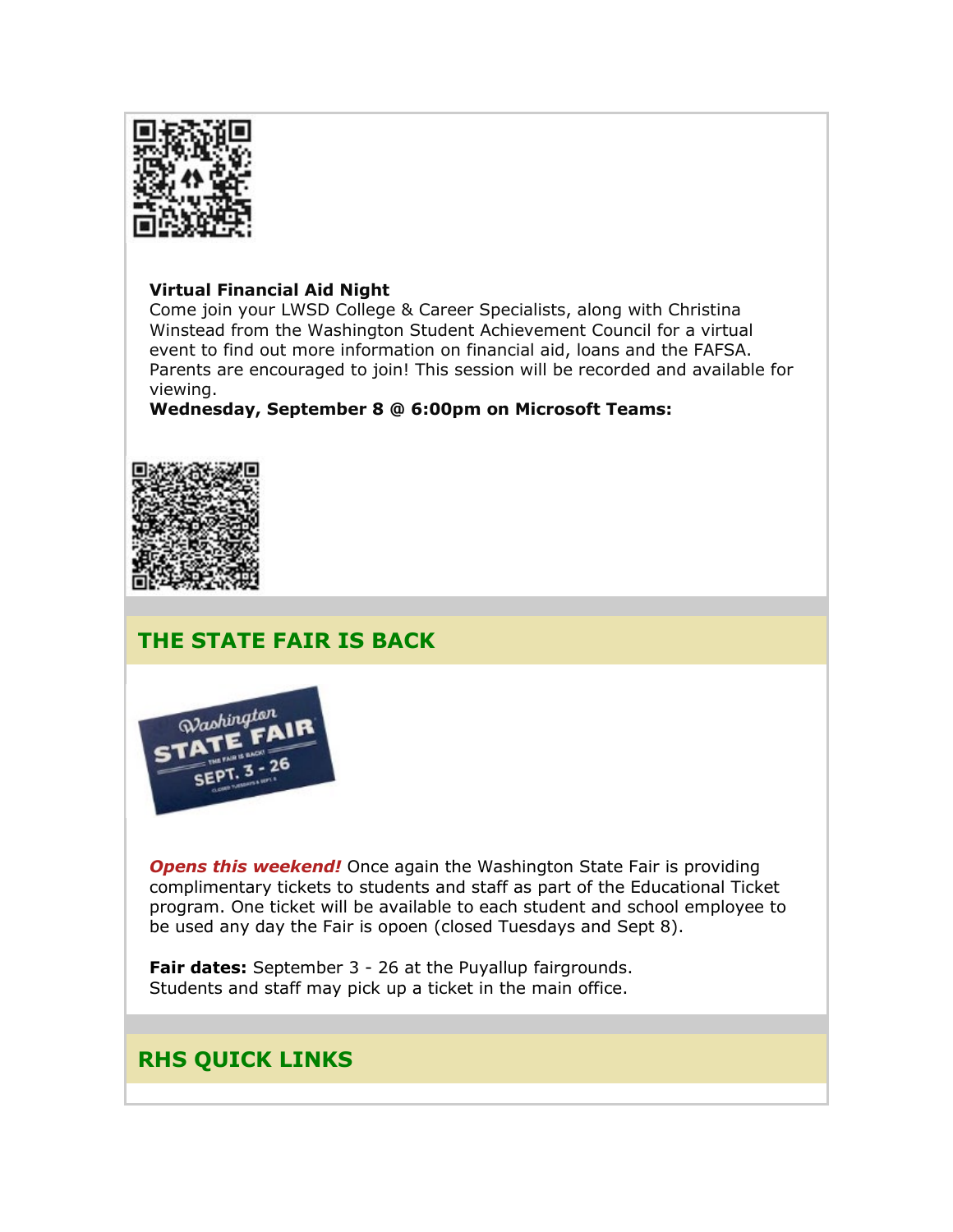**Virtual Financial Aid Night**
Come join your LWSD College & Career Specialists, along with Christina Winstead from the Washington Student Achievement Council for a virtual event to find out more information on financial aid, loans and the FAFSA. Parents are encouraged to join! This session will be recorded and available for viewing.
**Wednesday, September 8 @ 6:00pm on Microsoft Teams:**

## THE STATE FAIR IS BACK

***Opens this weekend!*** Once again the Washington State Fair is providing complimentary tickets to students and staff as part of the Educational Ticket program. One ticket will be available to each student and school employee to be used any day the Fair is opoen (closed Tuesdays and Sept 8).

**Fair dates:** September 3 - 26 at the Puyallup fairgrounds.
Students and staff may pick up a ticket in the main office.

## RHS QUICK LINKS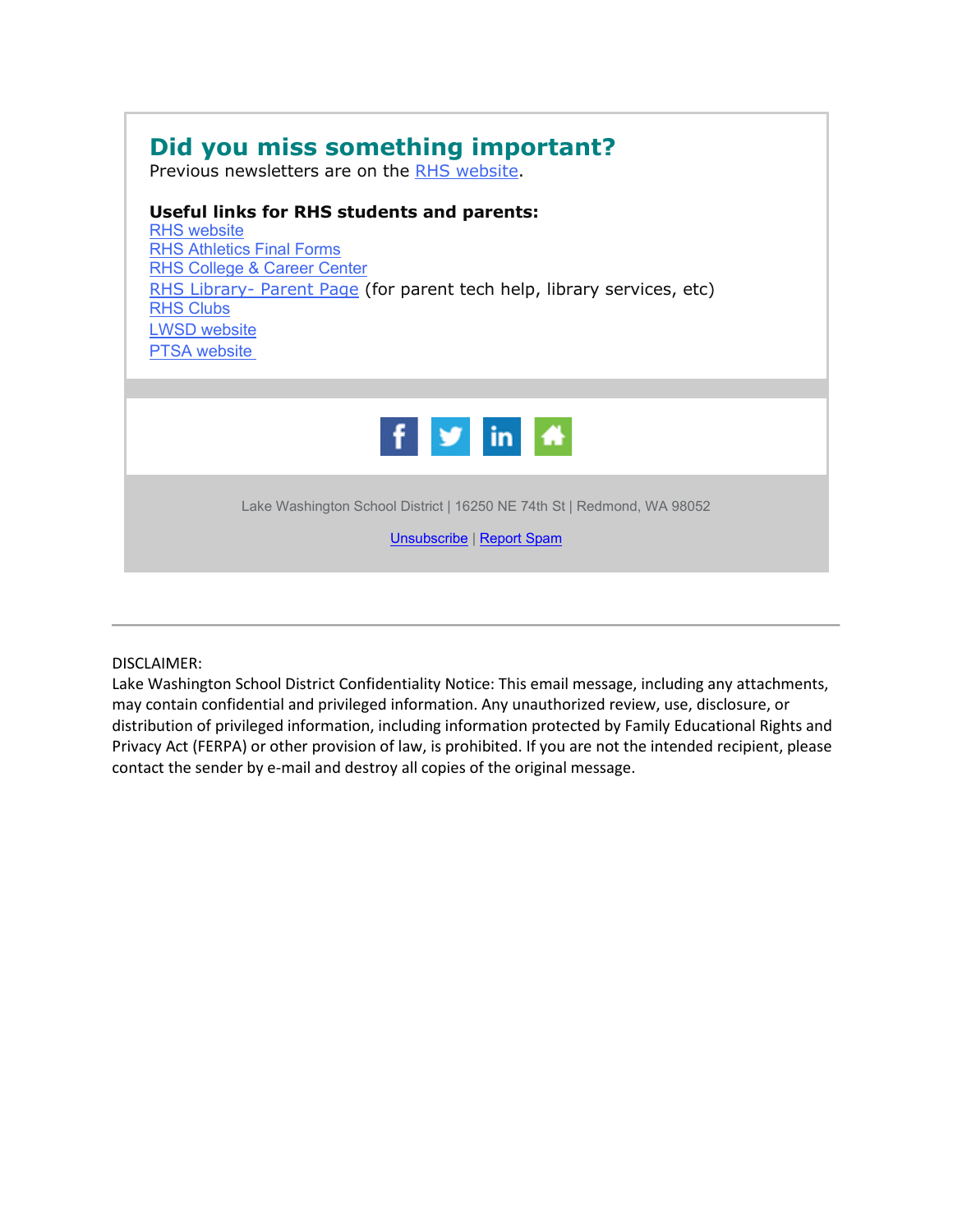## Did you miss something important?

Previous newsletters are on the RHS website.

**Useful links for RHS students and parents:**

RHS website
RHS Athletics Final Forms
RHS College & Career Center
RHS Library- Parent Page (for parent tech help, library services, etc)
RHS Clubs
LWSD website
PTSA website

Lake Washington School District | 16250 NE 74th St | Redmond, WA 98052

Unsubscribe | Report Spam

---

DISCLAIMER:
Lake Washington School District Confidentiality Notice: This email message, including any attachments, may contain confidential and privileged information. Any unauthorized review, use, disclosure, or distribution of privileged information, including information protected by Family Educational Rights and Privacy Act (FERPA) or other provision of law, is prohibited. If you are not the intended recipient, please contact the sender by e-mail and destroy all copies of the original message.